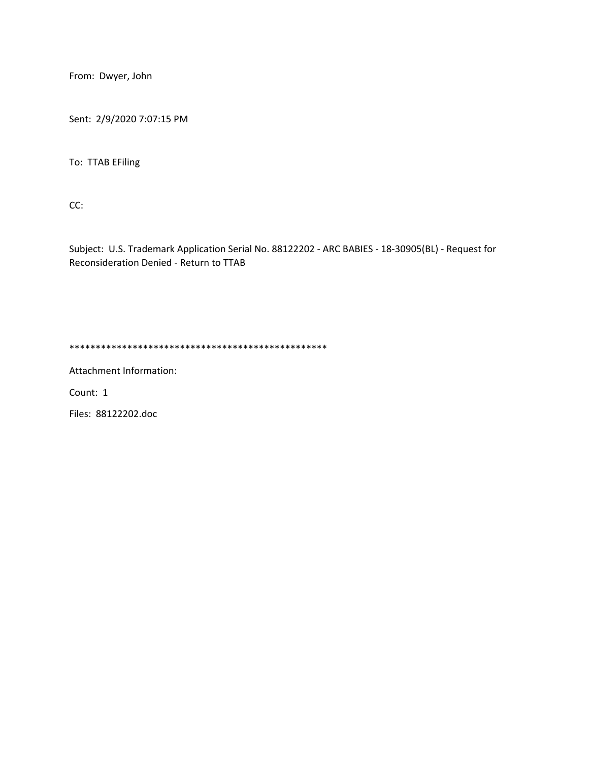From: Dwyer, John

Sent: 2/9/2020 7:07:15 PM

To: TTAB EFiling

CC:

Subject: U.S. Trademark Application Serial No. 88122202 - ARC BABIES - 18-30905(BL) - Request for Reconsideration Denied - Return to TTAB

**************************************************

Attachment Information:

Count: 1

Files: 88122202.doc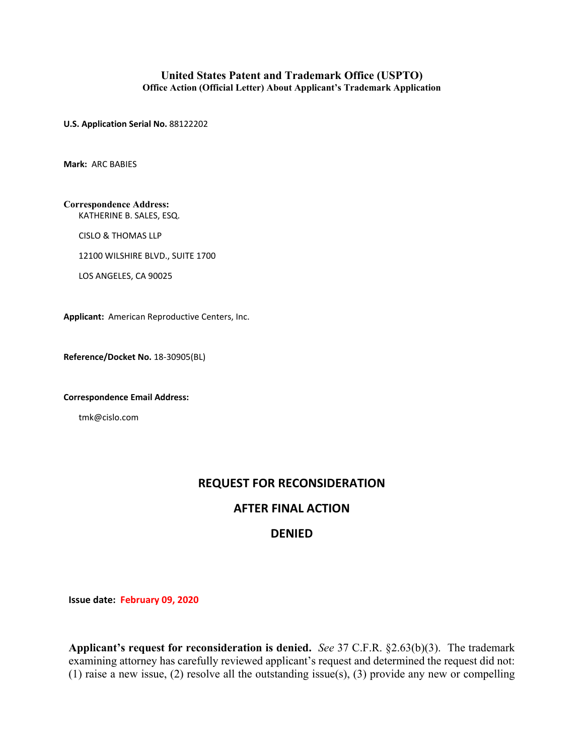# United States Patent and Trademark Office (USPTO)

## Office Action (Official Letter) About Applicant's Trademark Application

**U.S. Application Serial No.** 88122202

**Mark:** ARC BABIES

**Correspondence Address:**
KATHERINE B. SALES, ESQ.

CISLO & THOMAS LLP

12100 WILSHIRE BLVD., SUITE 1700

LOS ANGELES, CA 90025

**Applicant:** American Reproductive Centers, Inc.

**Reference/Docket No.** 18-30905(BL)

**Correspondence Email Address:**

tmk@cislo.com

## REQUEST FOR RECONSIDERATION

## AFTER FINAL ACTION

## DENIED

**Issue date:** **February 09, 2020**

**Applicant's request for reconsideration is denied.** *See* 37 C.F.R. §2.63(b)(3). The trademark examining attorney has carefully reviewed applicant's request and determined the request did not: (1) raise a new issue, (2) resolve all the outstanding issue(s), (3) provide any new or compelling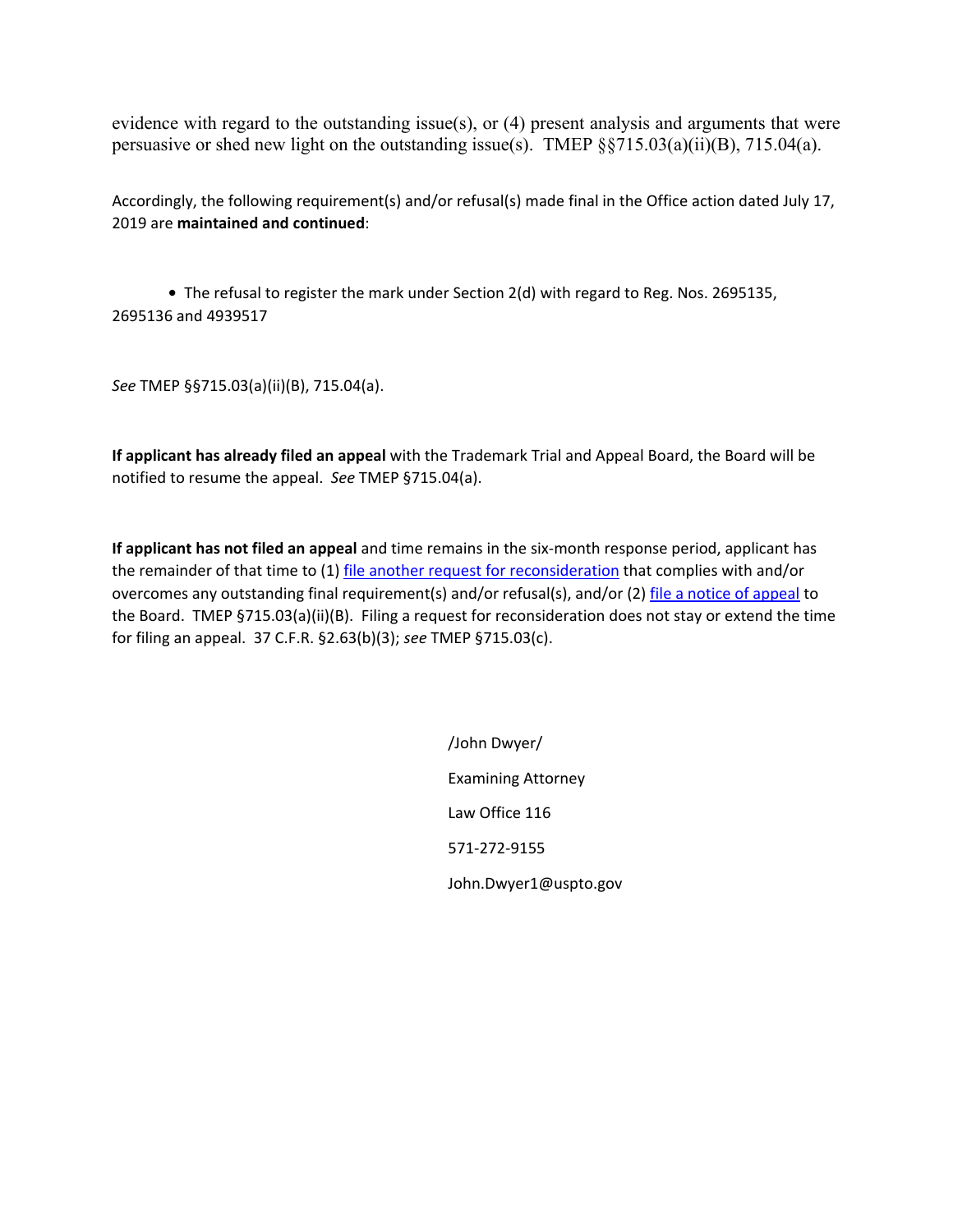evidence with regard to the outstanding issue(s), or (4) present analysis and arguments that were persuasive or shed new light on the outstanding issue(s). TMEP §§715.03(a)(ii)(B), 715.04(a).

Accordingly, the following requirement(s) and/or refusal(s) made final in the Office action dated July 17, 2019 are **maintained and continued**:

- The refusal to register the mark under Section 2(d) with regard to Reg. Nos. 2695135, 2695136 and 4939517

*See* TMEP §§715.03(a)(ii)(B), 715.04(a).

**If applicant has already filed an appeal** with the Trademark Trial and Appeal Board, the Board will be notified to resume the appeal. *See* TMEP §715.04(a).

**If applicant has not filed an appeal** and time remains in the six-month response period, applicant has the remainder of that time to (1) file another request for reconsideration that complies with and/or overcomes any outstanding final requirement(s) and/or refusal(s), and/or (2) file a notice of appeal to the Board. TMEP §715.03(a)(ii)(B). Filing a request for reconsideration does not stay or extend the time for filing an appeal. 37 C.F.R. §2.63(b)(3); *see* TMEP §715.03(c).

/John Dwyer/

Examining Attorney

Law Office 116

571-272-9155

John.Dwyer1@uspto.gov